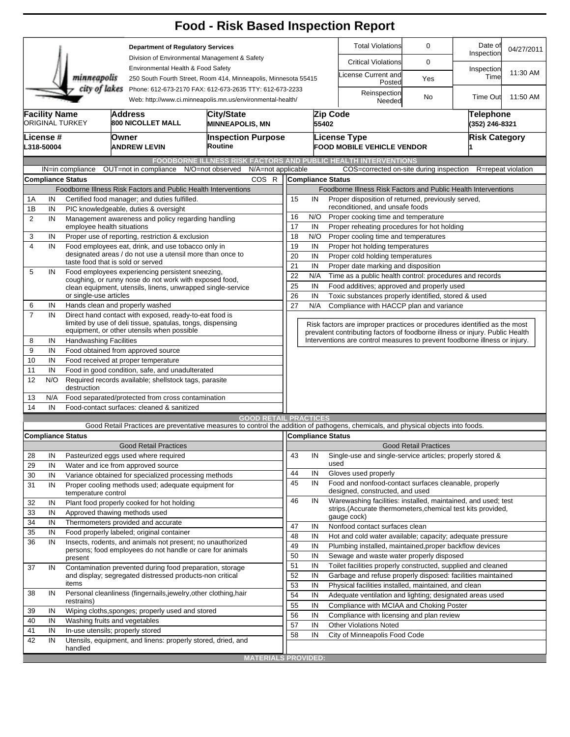# Food - Risk Based Inspection Report

**Department of Regulatory Services**
Division of Environmental Management & Safety
Environmental Health & Food Safety
250 South Fourth Street, Room 414, Minneapolis, Minnesota 55415
Phone: 612-673-2170 FAX: 612-673-2635 TTY: 612-673-2233
Web: http://www.ci.minneapolis.mn.us/environmental-health/

| | | | |
|---|---|---|---|
| Total Violations | 0 | Date of Inspection | 04/27/2011 |
| Critical Violations | 0 | Inspection Time | 11:30 AM |
| License Current and Posted | Yes | | |
| Reinspection Needed | No | Time Out | 11:50 AM |

| Facility Name | Address | City/State | Zip Code | Telephone |
|---|---|---|---|---|
| ORIGINAL TURKEY | 800 NICOLLET MALL | MINNEAPOLIS, MN | 55402 | (352) 246-8321 |

| License # | Owner | Inspection Purpose | License Type | Risk Category |
|---|---|---|---|---|
| L318-50004 | ANDREW LEVIN | Routine | FOOD MOBILE VEHICLE VENDOR | 1 |

## FOODBORNE ILLNESS RISK FACTORS AND PUBLIC HEALTH INTERVENTIONS

IN=in compliance OUT=not in compliance N/O=not observed N/A=not applicable COS=corrected on-site during inspection R=repeat violation

| # | Compliance Status | Foodborne Illness Risk Factors and Public Health Interventions | COS | R |
|---|---|---|---|---|
| 1A | IN | Certified food manager; and duties fulfilled. | | |
| 1B | IN | PIC knowledgeable, duties & oversight | | |
| 2 | IN | Management awareness and policy regarding handling employee health situations | | |
| 3 | IN | Proper use of reporting, restriction & exclusion | | |
| 4 | IN | Food employees eat, drink, and use tobacco only in designated areas / do not use a utensil more than once to taste food that is sold or served | | |
| 5 | IN | Food employees experiencing persistent sneezing, coughing, or runny nose do not work with exposed food, clean equipment, utensils, linens, unwrapped single-service or single-use articles | | |
| 6 | IN | Hands clean and properly washed | | |
| 7 | IN | Direct hand contact with exposed, ready-to-eat food is limited by use of deli tissue, spatulas, tongs, dispensing equipment, or other utensils when possible | | |
| 8 | IN | Handwashing Facilities | | |
| 9 | IN | Food obtained from approved source | | |
| 10 | IN | Food received at proper temperature | | |
| 11 | IN | Food in good condition, safe, and unadulterated | | |
| 12 | N/O | Required records available; shellstock tags, parasite destruction | | |
| 13 | N/A | Food separated/protected from cross contamination | | |
| 14 | IN | Food-contact surfaces: cleaned & sanitized | | |
| 15 | IN | Proper disposition of returned, previously served, reconditioned, and unsafe foods | | |
| 16 | N/O | Proper cooking time and temperature | | |
| 17 | IN | Proper reheating procedures for hot holding | | |
| 18 | N/O | Proper cooling time and temperatures | | |
| 19 | IN | Proper hot holding temperatures | | |
| 20 | IN | Proper cold holding temperatures | | |
| 21 | IN | Proper date marking and disposition | | |
| 22 | N/A | Time as a public health control: procedures and records | | |
| 25 | IN | Food additives; approved and properly used | | |
| 26 | IN | Toxic substances properly identified, stored & used | | |
| 27 | N/A | Compliance with HACCP plan and variance | | |

Risk factors are improper practices or procedures identified as the most prevalent contributing factors of foodborne illness or injury. Public Health Interventions are control measures to prevent foodborne illness or injury.

## GOOD RETAIL PRACTICES

Good Retail Practices are preventative measures to control the addition of pathogens, chemicals, and physical objects into foods.

| # | Compliance Status | Good Retail Practices |
|---|---|---|
| 28 | IN | Pasteurized eggs used where required |
| 29 | IN | Water and ice from approved source |
| 30 | IN | Variance obtained for specialized processing methods |
| 31 | IN | Proper cooling methods used; adequate equipment for temperature control |
| 32 | IN | Plant food properly cooked for hot holding |
| 33 | IN | Approved thawing methods used |
| 34 | IN | Thermometers provided and accurate |
| 35 | IN | Food properly labeled; original container |
| 36 | IN | Insects, rodents, and animals not present; no unauthorized persons; food employees do not handle or care for animals present |
| 37 | IN | Contamination prevented during food preparation, storage and display; segregated distressed products-non critical items |
| 38 | IN | Personal cleanliness (fingernails,jewelry,other clothing,hair restrains) |
| 39 | IN | Wiping cloths,sponges; properly used and stored |
| 40 | IN | Washing fruits and vegetables |
| 41 | IN | In-use utensils; properly stored |
| 42 | IN | Utensils, equipment, and linens: properly stored, dried, and handled |
| 43 | IN | Single-use and single-service articles; properly stored & used |
| 44 | IN | Gloves used properly |
| 45 | IN | Food and nonfood-contact surfaces cleanable, properly designed, constructed, and used |
| 46 | IN | Warewashing facilities: installed, maintained, and used; test strips.(Accurate thermometers,chemical test kits provided, gauge cock) |
| 47 | IN | Nonfood contact surfaces clean |
| 48 | IN | Hot and cold water available; capacity; adequate pressure |
| 49 | IN | Plumbing installed, maintained,proper backflow devices |
| 50 | IN | Sewage and waste water properly disposed |
| 51 | IN | Toilet facilities properly constructed, supplied and cleaned |
| 52 | IN | Garbage and refuse properly disposed: facilities maintained |
| 53 | IN | Physical facilities installed, maintained, and clean |
| 54 | IN | Adequate ventilation and lighting; designated areas used |
| 55 | IN | Compliance with MCIAA and Choking Poster |
| 56 | IN | Compliance with licensing and plan review |
| 57 | IN | Other Violations Noted |
| 58 | IN | City of Minneapolis Food Code |

## MATERIALS PROVIDED: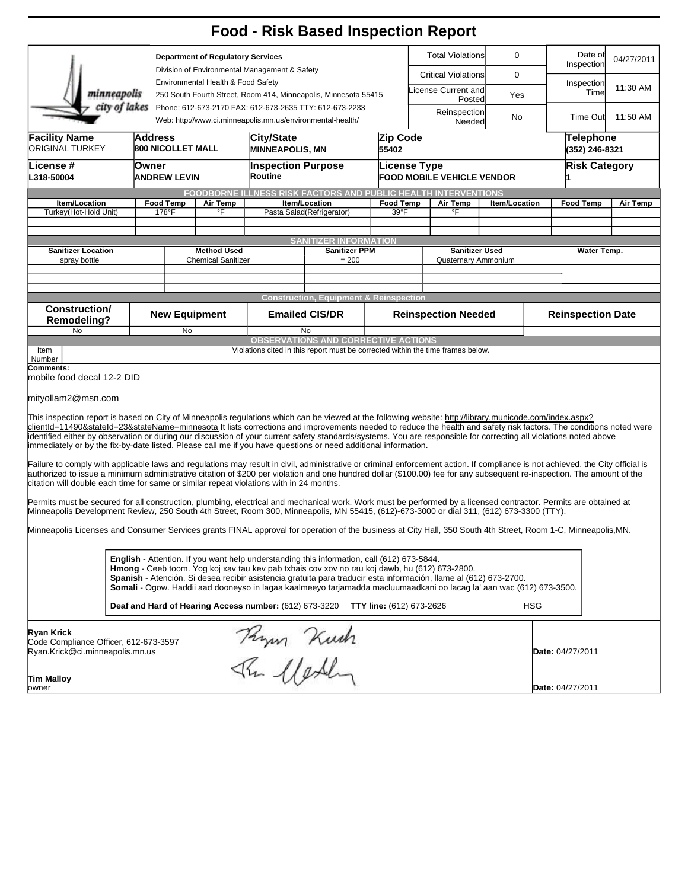# Food - Risk Based Inspection Report

| | | | |
|---|---|---|---|
| Department of Regulatory Services<br>Division of Environmental Management & Safety<br>Environmental Health & Food Safety<br>250 South Fourth Street, Room 414, Minneapolis, Minnesota 55415<br>Phone: 612-673-2170 FAX: 612-673-2635 TTY: 612-673-2233<br>Web: http://www.ci.minneapolis.mn.us/environmental-health/ | Total Violations: 0 | Date of Inspection | 04/27/2011 |
| | Critical Violations: 0 | | |
| | License Current and Posted: Yes | Inspection Time | 11:30 AM |
| | Reinspection Needed: No | Time Out | 11:50 AM |

| Facility Name | Address | City/State | Zip Code | Telephone |
|---|---|---|---|---|
| ORIGINAL TURKEY | 800 NICOLLET MALL | MINNEAPOLIS, MN | 55402 | (352) 246-8321 |

| License # | Owner | Inspection Purpose | License Type | Risk Category |
|---|---|---|---|---|
| L318-50004 | ANDREW LEVIN | Routine | FOOD MOBILE VEHICLE VENDOR | 1 |

## FOODBORNE ILLNESS RISK FACTORS AND PUBLIC HEALTH INTERVENTIONS

| Item/Location | Food Temp | Air Temp | Item/Location | Food Temp | Air Temp | Item/Location | Food Temp | Air Temp |
|---|---|---|---|---|---|---|---|---|
| Turkey(Hot-Hold Unit) | 178°F | °F | Pasta Salad(Refrigerator) | 39°F | °F | | | |

## SANITIZER INFORMATION

| Sanitizer Location | Method Used | Sanitizer PPM | Sanitizer Used | Water Temp. |
|---|---|---|---|---|
| spray bottle | Chemical Sanitizer | = 200 | Quaternary Ammonium | |

## Construction, Equipment & Reinspection

| Construction/ Remodeling? | New Equipment | Emailed CIS/DR | Reinspection Needed | Reinspection Date |
|---|---|---|---|---|
| No | No | No | | |

## OBSERVATIONS AND CORRECTIVE ACTIONS

Item Number — Violations cited in this report must be corrected within the time frames below.

**Comments:**

mobile food decal 12-2 DID

mityollam2@msn.com

This inspection report is based on City of Minneapolis regulations which can be viewed at the following website: http://library.municode.com/index.aspx?clientId=11490&stateId=23&stateName=minnesota It lists corrections and improvements needed to reduce the health and safety risk factors. The conditions noted were identified either by observation or during our discussion of your current safety standards/systems. You are responsible for correcting all violations noted above immediately or by the fix-by-date listed. Please call me if you have questions or need additional information.

Failure to comply with applicable laws and regulations may result in civil, administrative or criminal enforcement action. If compliance is not achieved, the City official is authorized to issue a minimum administrative citation of $200 per violation and one hundred dollar ($100.00) fee for any subsequent re-inspection. The amount of the citation will double each time for same or similar repeat violations with in 24 months.

Permits must be secured for all construction, plumbing, electrical and mechanical work. Work must be performed by a licensed contractor. Permits are obtained at Minneapolis Development Review, 250 South 4th Street, Room 300, Minneapolis, MN 55415, (612)-673-3000 or dial 311, (612) 673-3300 (TTY).

Minneapolis Licenses and Consumer Services grants FINAL approval for operation of the business at City Hall, 350 South 4th Street, Room 1-C, Minneapolis,MN.

**English** - Attention. If you want help understanding this information, call (612) 673-5844.
**Hmong** - Ceeb toom. Yog koj xav tau kev pab txhais cov xov no rau koj dawb, hu (612) 673-2800.
**Spanish** - Atención. Si desea recibir asistencia gratuita para traducir esta información, llame al (612) 673-2700.
**Somali** - Ogow. Haddii aad dooneyso in lagaa kaalmeeyo tarjamadda macluumaadkani oo lacag la' aan wac (612) 673-3500.

**Deaf and Hard of Hearing Access number:** (612) 673-3220 **TTY line:** (612) 673-2626 HSG

**Ryan Krick**
Code Compliance Officer, 612-673-3597
Ryan.Krick@ci.minneapolis.mn.us
**Date:** 04/27/2011

**Tim Malloy**
owner
**Date:** 04/27/2011